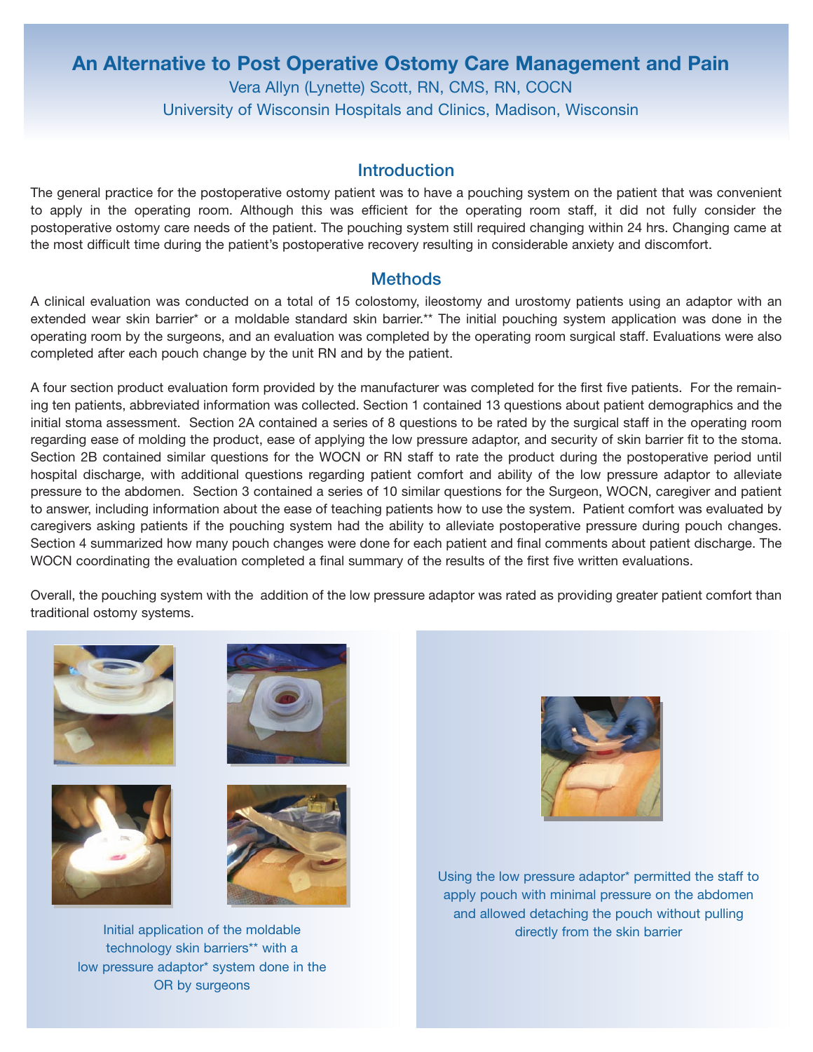# An Alternative to Post Operative Ostomy Care Management and Pain

Vera Allyn (Lynette) Scott, RN, CMS, RN, COCN

University of Wisconsin Hospitals and Clinics, Madison, Wisconsin

## Introduction

The general practice for the postoperative ostomy patient was to have a pouching system on the patient that was convenient to apply in the operating room. Although this was efficient for the operating room staff, it did not fully consider the postoperative ostomy care needs of the patient. The pouching system still required changing within 24 hrs. Changing came at the most difficult time during the patient's postoperative recovery resulting in considerable anxiety and discomfort.

## Methods

A clinical evaluation was conducted on a total of 15 colostomy, ileostomy and urostomy patients using an adaptor with an extended wear skin barrier* or a moldable standard skin barrier.** The initial pouching system application was done in the operating room by the surgeons, and an evaluation was completed by the operating room surgical staff. Evaluations were also completed after each pouch change by the unit RN and by the patient.

A four section product evaluation form provided by the manufacturer was completed for the first five patients. For the remaining ten patients, abbreviated information was collected. Section 1 contained 13 questions about patient demographics and the initial stoma assessment. Section 2A contained a series of 8 questions to be rated by the surgical staff in the operating room regarding ease of molding the product, ease of applying the low pressure adaptor, and security of skin barrier fit to the stoma. Section 2B contained similar questions for the WOCN or RN staff to rate the product during the postoperative period until hospital discharge, with additional questions regarding patient comfort and ability of the low pressure adaptor to alleviate pressure to the abdomen. Section 3 contained a series of 10 similar questions for the Surgeon, WOCN, caregiver and patient to answer, including information about the ease of teaching patients how to use the system. Patient comfort was evaluated by caregivers asking patients if the pouching system had the ability to alleviate postoperative pressure during pouch changes. Section 4 summarized how many pouch changes were done for each patient and final comments about patient discharge. The WOCN coordinating the evaluation completed a final summary of the results of the first five written evaluations.

Overall, the pouching system with the addition of the low pressure adaptor was rated as providing greater patient comfort than traditional ostomy systems.

Initial application of the moldable technology skin barriers** with a low pressure adaptor* system done in the OR by surgeons

Using the low pressure adaptor* permitted the staff to apply pouch with minimal pressure on the abdomen and allowed detaching the pouch without pulling directly from the skin barrier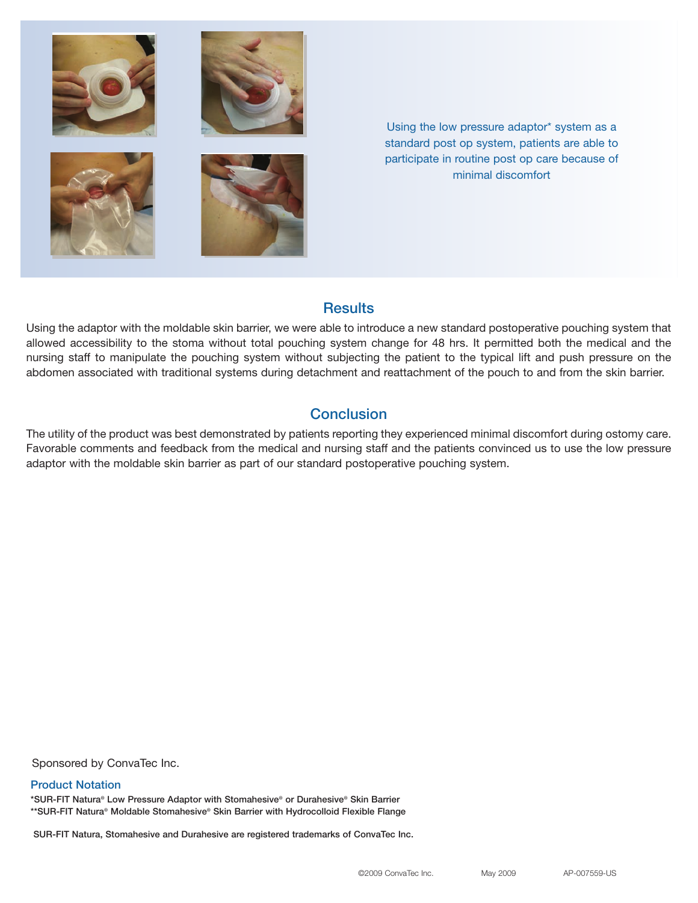Using the low pressure adaptor* system as a standard post op system, patients are able to participate in routine post op care because of minimal discomfort

## Results

Using the adaptor with the moldable skin barrier, we were able to introduce a new standard postoperative pouching system that allowed accessibility to the stoma without total pouching system change for 48 hrs. It permitted both the medical and the nursing staff to manipulate the pouching system without subjecting the patient to the typical lift and push pressure on the abdomen associated with traditional systems during detachment and reattachment of the pouch to and from the skin barrier.

## Conclusion

The utility of the product was best demonstrated by patients reporting they experienced minimal discomfort during ostomy care. Favorable comments and feedback from the medical and nursing staff and the patients convinced us to use the low pressure adaptor with the moldable skin barrier as part of our standard postoperative pouching system.

Sponsored by ConvaTec Inc.

### Product Notation

**\*SUR-FIT Natura® Low Pressure Adaptor with Stomahesive® or Durahesive® Skin Barrier**
**\*\*SUR-FIT Natura® Moldable Stomahesive® Skin Barrier with Hydrocolloid Flexible Flange**

**SUR-FIT Natura, Stomahesive and Durahesive are registered trademarks of ConvaTec Inc.**

©2009 ConvaTec Inc. May 2009 AP-007559-US